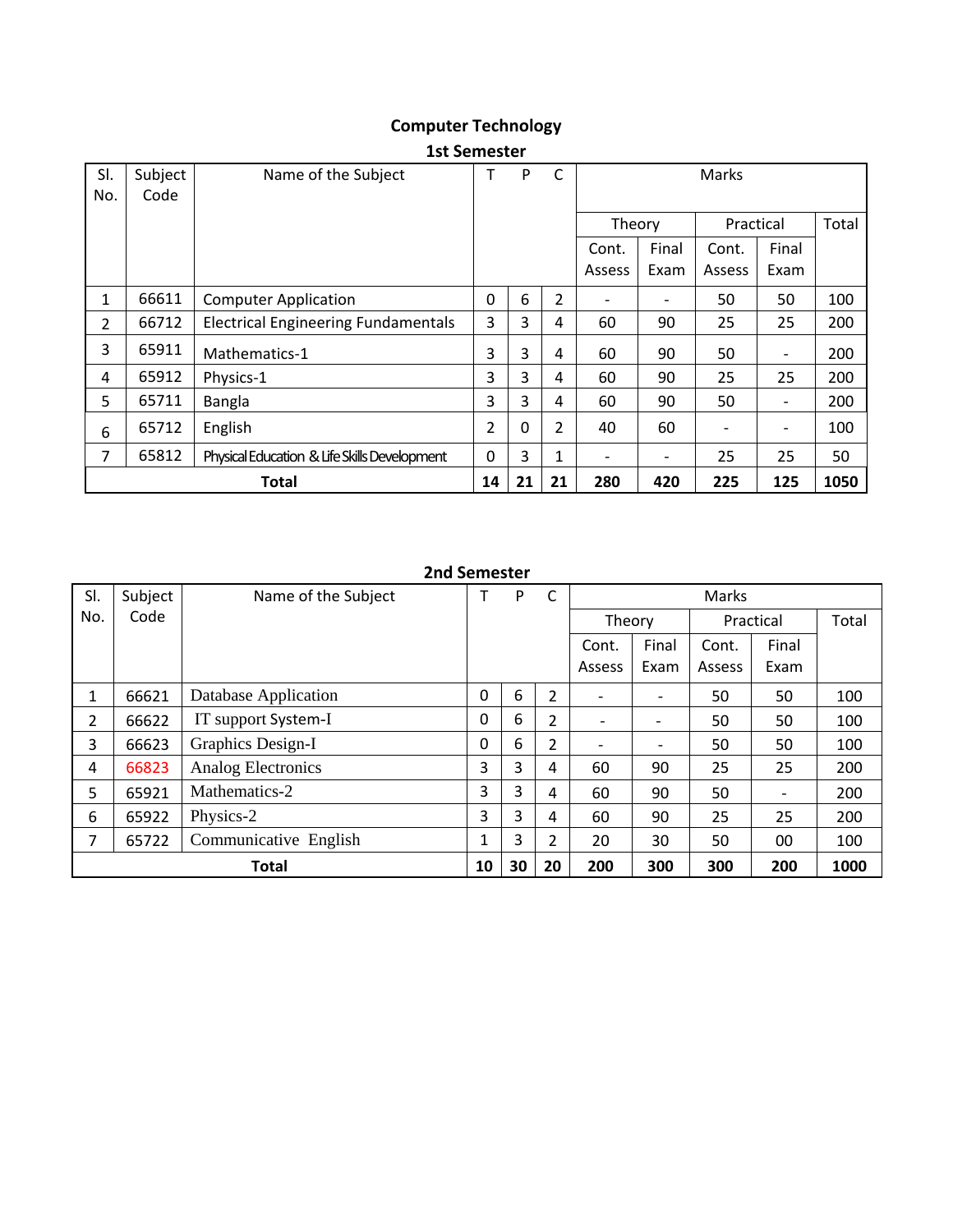# Computer Technology

## 1st Semester

| Sl. No. | Subject Code | Name of the Subject | T | P | C | Marks | | | | |
|---|---|---|---|---|---|---|---|---|---|---|
| | | | | | | Theory | | Practical | | Total |
| | | | | | | Cont. Assess | Final Exam | Cont. Assess | Final Exam | |
| 1 | 66611 | Computer Application | 0 | 6 | 2 | - | - | 50 | 50 | 100 |
| 2 | 66712 | Electrical Engineering Fundamentals | 3 | 3 | 4 | 60 | 90 | 25 | 25 | 200 |
| 3 | 65911 | Mathematics-1 | 3 | 3 | 4 | 60 | 90 | 50 | - | 200 |
| 4 | 65912 | Physics-1 | 3 | 3 | 4 | 60 | 90 | 25 | 25 | 200 |
| 5 | 65711 | Bangla | 3 | 3 | 4 | 60 | 90 | 50 | - | 200 |
| 6 | 65712 | English | 2 | 0 | 2 | 40 | 60 | - | - | 100 |
| 7 | 65812 | Physical Education & Life Skills Development | 0 | 3 | 1 | - | - | 25 | 25 | 50 |
| **Total** | | | **14** | **21** | **21** | **280** | **420** | **225** | **125** | **1050** |

## 2nd Semester

| Sl. No. | Subject Code | Name of the Subject | T | P | C | Marks | | | | |
|---|---|---|---|---|---|---|---|---|---|---|
| | | | | | | Theory | | Practical | | Total |
| | | | | | | Cont. Assess | Final Exam | Cont. Assess | Final Exam | |
| 1 | 66621 | Database Application | 0 | 6 | 2 | - | - | 50 | 50 | 100 |
| 2 | 66622 | IT support System-I | 0 | 6 | 2 | - | - | 50 | 50 | 100 |
| 3 | 66623 | Graphics Design-I | 0 | 6 | 2 | - | - | 50 | 50 | 100 |
| 4 | 66823 | Analog Electronics | 3 | 3 | 4 | 60 | 90 | 25 | 25 | 200 |
| 5 | 65921 | Mathematics-2 | 3 | 3 | 4 | 60 | 90 | 50 | - | 200 |
| 6 | 65922 | Physics-2 | 3 | 3 | 4 | 60 | 90 | 25 | 25 | 200 |
| 7 | 65722 | Communicative English | 1 | 3 | 2 | 20 | 30 | 50 | 00 | 100 |
| **Total** | | | **10** | **30** | **20** | **200** | **300** | **300** | **200** | **1000** |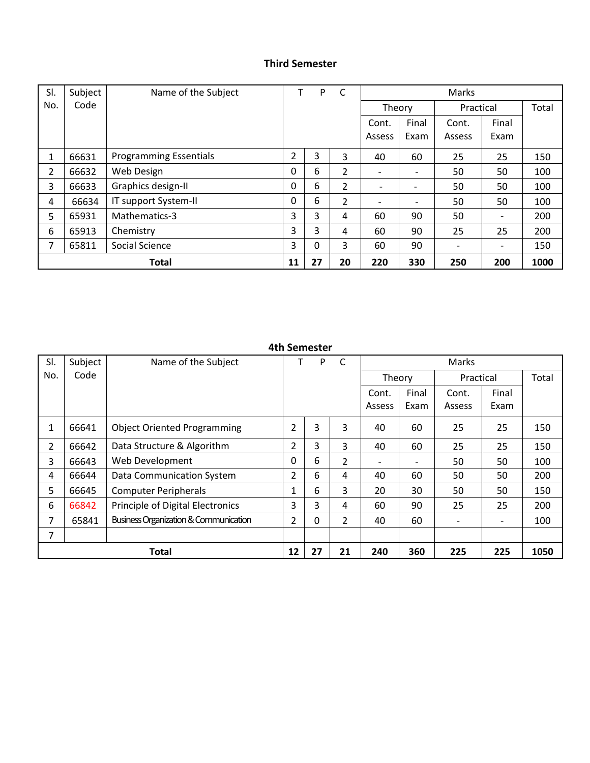## Third Semester

| Sl. No. | Subject Code | Name of the Subject | T | P | C | Marks | | | | |
|---|---|---|---|---|---|---|---|---|---|---|
| | | | | | | Theory | | Practical | | Total |
| | | | | | | Cont. Assess | Final Exam | Cont. Assess | Final Exam | |
| 1 | 66631 | Programming Essentials | 2 | 3 | 3 | 40 | 60 | 25 | 25 | 150 |
| 2 | 66632 | Web Design | 0 | 6 | 2 | - | - | 50 | 50 | 100 |
| 3 | 66633 | Graphics design-II | 0 | 6 | 2 | - | - | 50 | 50 | 100 |
| 4 | 66634 | IT support System-II | 0 | 6 | 2 | - | - | 50 | 50 | 100 |
| 5 | 65931 | Mathematics-3 | 3 | 3 | 4 | 60 | 90 | 50 | - | 200 |
| 6 | 65913 | Chemistry | 3 | 3 | 4 | 60 | 90 | 25 | 25 | 200 |
| 7 | 65811 | Social Science | 3 | 0 | 3 | 60 | 90 | - | - | 150 |
| **Total** | | | **11** | **27** | **20** | **220** | **330** | **250** | **200** | **1000** |

## 4th Semester

| Sl. No. | Subject Code | Name of the Subject | T | P | C | Marks | | | | |
|---|---|---|---|---|---|---|---|---|---|---|
| | | | | | | Theory | | Practical | | Total |
| | | | | | | Cont. Assess | Final Exam | Cont. Assess | Final Exam | |
| 1 | 66641 | Object Oriented Programming | 2 | 3 | 3 | 40 | 60 | 25 | 25 | 150 |
| 2 | 66642 | Data Structure & Algorithm | 2 | 3 | 3 | 40 | 60 | 25 | 25 | 150 |
| 3 | 66643 | Web Development | 0 | 6 | 2 | - | - | 50 | 50 | 100 |
| 4 | 66644 | Data Communication System | 2 | 6 | 4 | 40 | 60 | 50 | 50 | 200 |
| 5 | 66645 | Computer Peripherals | 1 | 6 | 3 | 20 | 30 | 50 | 50 | 150 |
| 6 | 66842 | Principle of Digital Electronics | 3 | 3 | 4 | 60 | 90 | 25 | 25 | 200 |
| 7 | 65841 | Business Organization & Communication | 2 | 0 | 2 | 40 | 60 | - | - | 100 |
| 7 | | | | | | | | | | |
| **Total** | | | **12** | **27** | **21** | **240** | **360** | **225** | **225** | **1050** |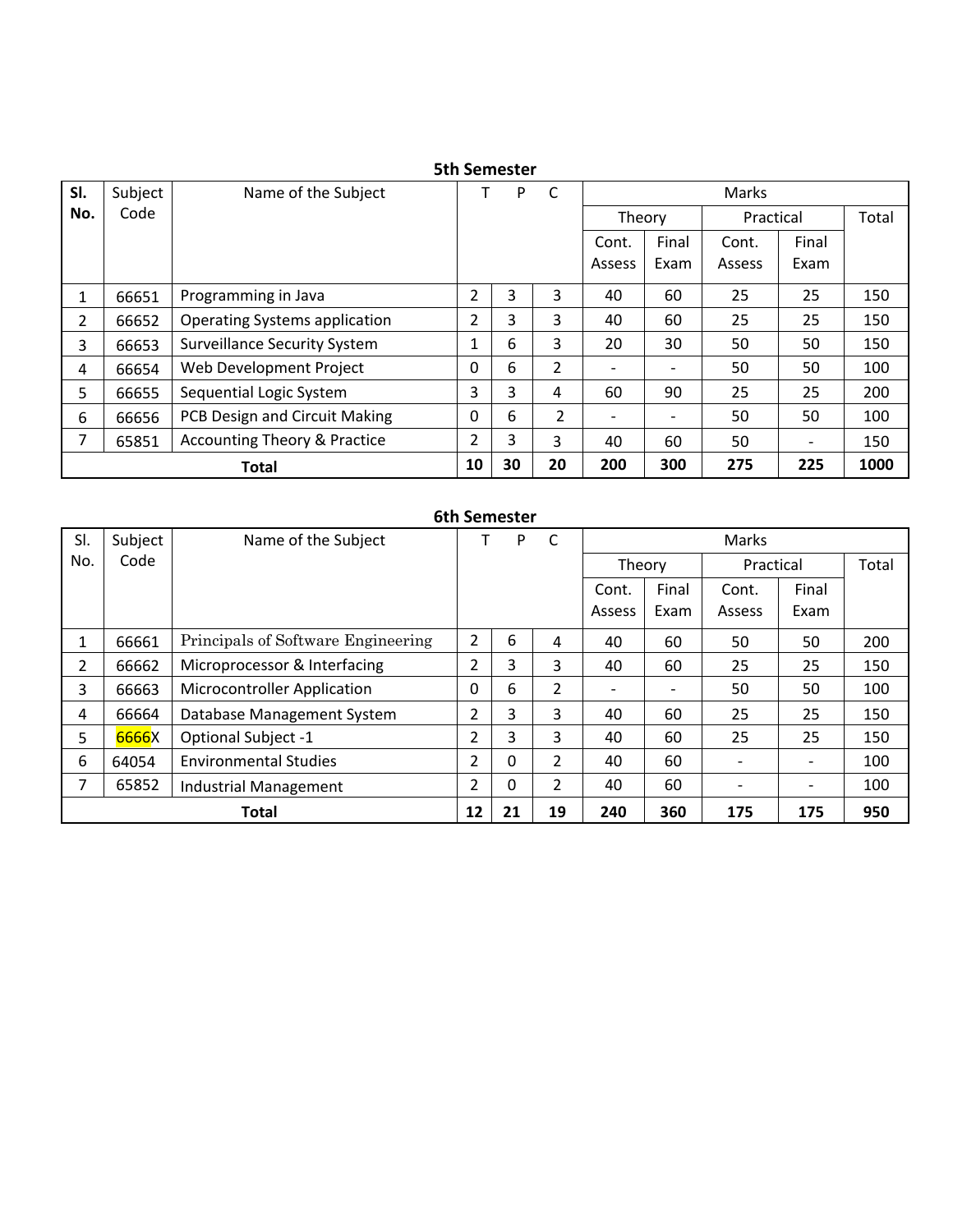### 5th Semester

| Sl. No. | Subject Code | Name of the Subject | T | P | C | Marks | | | | |
|---|---|---|---|---|---|---|---|---|---|---|
| | | | | | | Theory | | Practical | | Total |
| | | | | | | Cont. Assess | Final Exam | Cont. Assess | Final Exam | |
| 1 | 66651 | Programming in Java | 2 | 3 | 3 | 40 | 60 | 25 | 25 | 150 |
| 2 | 66652 | Operating Systems application | 2 | 3 | 3 | 40 | 60 | 25 | 25 | 150 |
| 3 | 66653 | Surveillance Security System | 1 | 6 | 3 | 20 | 30 | 50 | 50 | 150 |
| 4 | 66654 | Web Development Project | 0 | 6 | 2 | - | - | 50 | 50 | 100 |
| 5 | 66655 | Sequential Logic System | 3 | 3 | 4 | 60 | 90 | 25 | 25 | 200 |
| 6 | 66656 | PCB Design and Circuit Making | 0 | 6 | 2 | - | - | 50 | 50 | 100 |
| 7 | 65851 | Accounting Theory & Practice | 2 | 3 | 3 | 40 | 60 | 50 | - | 150 |
| **Total** | | | **10** | **30** | **20** | **200** | **300** | **275** | **225** | **1000** |

### 6th Semester

| Sl. No. | Subject Code | Name of the Subject | T | P | C | Marks | | | | |
|---|---|---|---|---|---|---|---|---|---|---|
| | | | | | | Theory | | Practical | | Total |
| | | | | | | Cont. Assess | Final Exam | Cont. Assess | Final Exam | |
| 1 | 66661 | Principals of Software Engineering | 2 | 6 | 4 | 40 | 60 | 50 | 50 | 200 |
| 2 | 66662 | Microprocessor & Interfacing | 2 | 3 | 3 | 40 | 60 | 25 | 25 | 150 |
| 3 | 66663 | Microcontroller Application | 0 | 6 | 2 | - | - | 50 | 50 | 100 |
| 4 | 66664 | Database Management System | 2 | 3 | 3 | 40 | 60 | 25 | 25 | 150 |
| 5 | 6666X | Optional Subject -1 | 2 | 3 | 3 | 40 | 60 | 25 | 25 | 150 |
| 6 | 64054 | Environmental Studies | 2 | 0 | 2 | 40 | 60 | - | - | 100 |
| 7 | 65852 | Industrial Management | 2 | 0 | 2 | 40 | 60 | - | - | 100 |
| **Total** | | | **12** | **21** | **19** | **240** | **360** | **175** | **175** | **950** |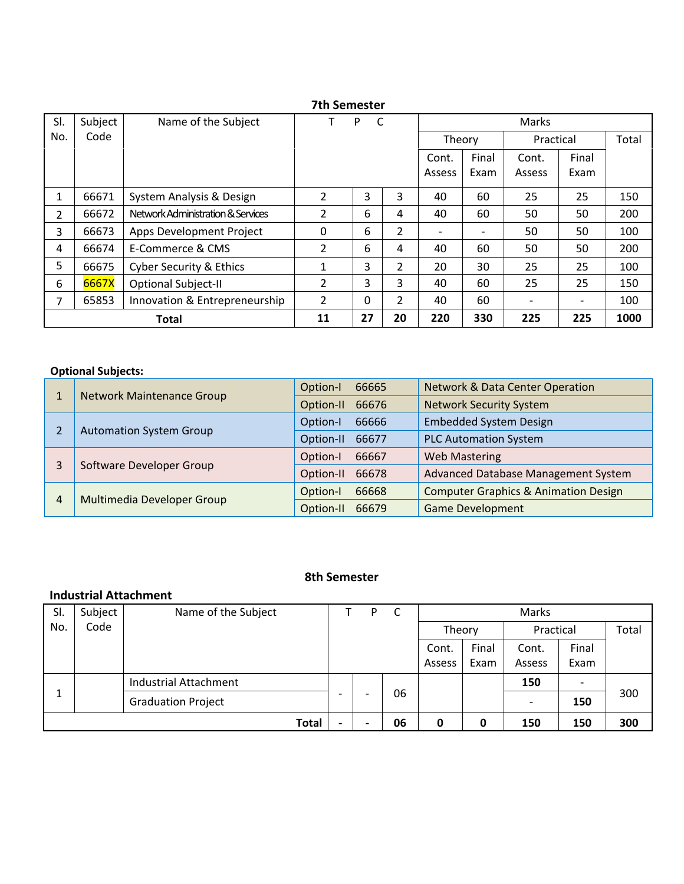### 7th Semester

| Sl. No. | Subject Code | Name of the Subject | T | P | C | Marks | | | | |
|---|---|---|---|---|---|---|---|---|---|---|
| | | | | | | Theory | | Practical | | Total |
| | | | | | | Cont. Assess | Final Exam | Cont. Assess | Final Exam | |
| 1 | 66671 | System Analysis & Design | 2 | 3 | 3 | 40 | 60 | 25 | 25 | 150 |
| 2 | 66672 | Network Administration & Services | 2 | 6 | 4 | 40 | 60 | 50 | 50 | 200 |
| 3 | 66673 | Apps Development Project | 0 | 6 | 2 | - | - | 50 | 50 | 100 |
| 4 | 66674 | E-Commerce & CMS | 2 | 6 | 4 | 40 | 60 | 50 | 50 | 200 |
| 5 | 66675 | Cyber Security & Ethics | 1 | 3 | 2 | 20 | 30 | 25 | 25 | 100 |
| 6 | 6667X | Optional Subject-II | 2 | 3 | 3 | 40 | 60 | 25 | 25 | 150 |
| 7 | 65853 | Innovation & Entrepreneurship | 2 | 0 | 2 | 40 | 60 | - | - | 100 |
| **Total** | | | **11** | **27** | **20** | **220** | **330** | **225** | **225** | **1000** |

**Optional Subjects:**

| | | | | |
|---|---|---|---|---|
| 1 | Network Maintenance Group | Option-I | 66665 | Network & Data Center Operation |
| | | Option-II | 66676 | Network Security System |
| 2 | Automation System Group | Option-I | 66666 | Embedded System Design |
| | | Option-II | 66677 | PLC Automation System |
| 3 | Software Developer Group | Option-I | 66667 | Web Mastering |
| | | Option-II | 66678 | Advanced Database Management System |
| 4 | Multimedia Developer Group | Option-I | 66668 | Computer Graphics & Animation Design |
| | | Option-II | 66679 | Game Development |

### 8th Semester

**Industrial Attachment**

| Sl. No. | Subject Code | Name of the Subject | T | P | C | Marks | | | | |
|---|---|---|---|---|---|---|---|---|---|---|
| | | | | | | Theory | | Practical | | Total |
| | | | | | | Cont. Assess | Final Exam | Cont. Assess | Final Exam | |
| 1 | | Industrial Attachment | - | - | 06 | | | **150** | - | 300 |
| | | Graduation Project | | | | | | - | **150** | |
| | | **Total** | **-** | **-** | **06** | **0** | **0** | **150** | **150** | **300** |